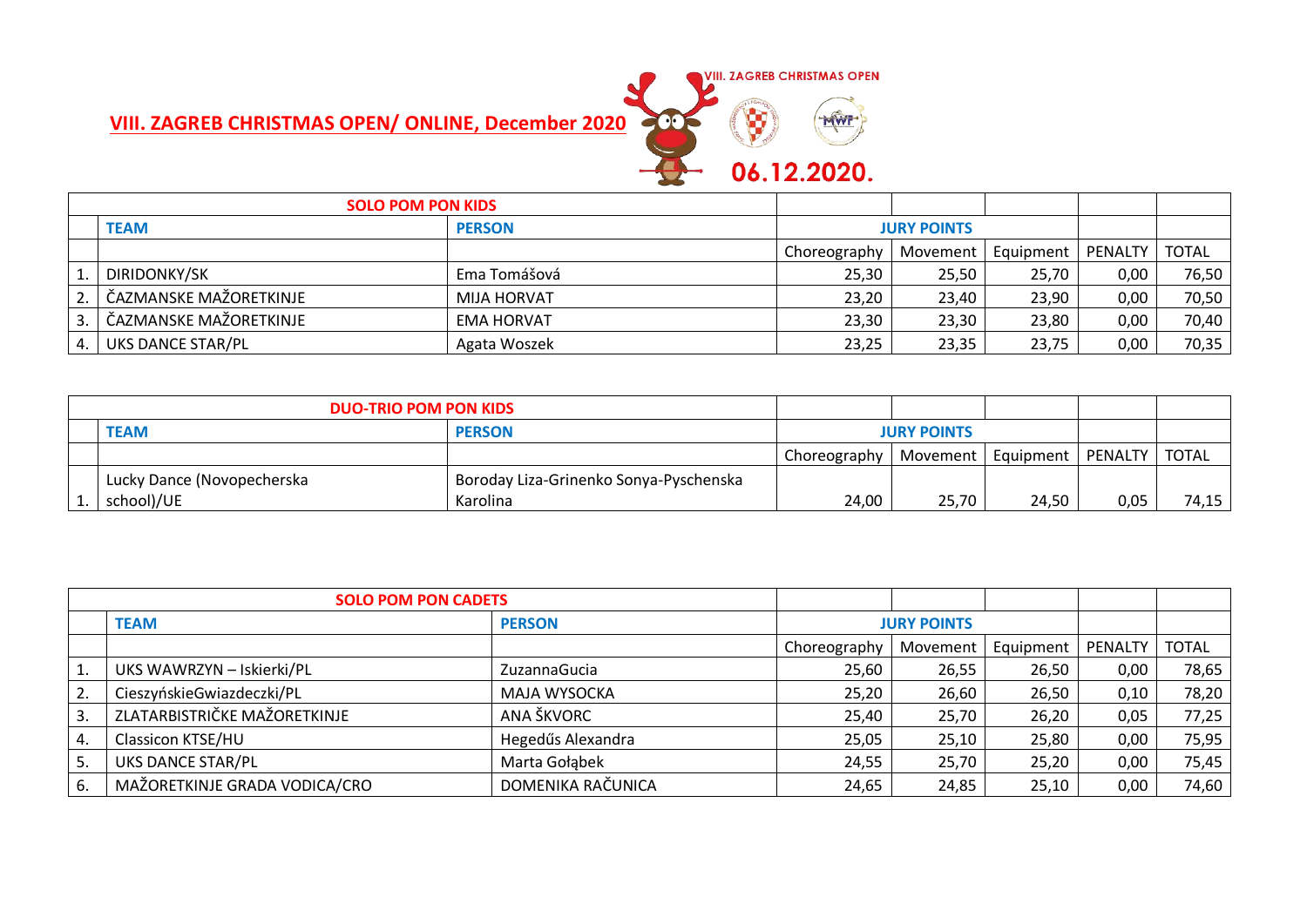# VIII. ZAGREB CHRISTMAS OPEN/ ONLINE, December 2020

VIII. ZAGREB CHRISTMAS OPEN

06.12.2020.

| SOLO POM PON KIDS | | | | | | | |
|---|---|---|---|---|---|---|---|
| | **TEAM** | **PERSON** | **JURY POINTS** | | | | |
| | | | Choreography | Movement | Equipment | PENALTY | TOTAL |
| 1. | DIRIDONKY/SK | Ema Tomášová | 25,30 | 25,50 | 25,70 | 0,00 | 76,50 |
| 2. | ČAZMANSKE MAŽORETKINJE | MIJA HORVAT | 23,20 | 23,40 | 23,90 | 0,00 | 70,50 |
| 3. | ČAZMANSKE MAŽORETKINJE | EMA HORVAT | 23,30 | 23,30 | 23,80 | 0,00 | 70,40 |
| 4. | UKS DANCE STAR/PL | Agata Woszek | 23,25 | 23,35 | 23,75 | 0,00 | 70,35 |

| DUO-TRIO POM PON KIDS | | | | | | | |
|---|---|---|---|---|---|---|---|
| | **TEAM** | **PERSON** | **JURY POINTS** | | | | |
| | | | Choreography | Movement | Equipment | PENALTY | TOTAL |
| 1. | Lucky Dance (Novopecherska school)/UE | Boroday Liza-Grinenko Sonya-Pyschenska Karolina | 24,00 | 25,70 | 24,50 | 0,05 | 74,15 |

| SOLO POM PON CADETS | | | | | | | |
|---|---|---|---|---|---|---|---|
| | **TEAM** | **PERSON** | **JURY POINTS** | | | | |
| | | | Choreography | Movement | Equipment | PENALTY | TOTAL |
| 1. | UKS WAWRZYN – Iskierki/PL | ZuzannaGucia | 25,60 | 26,55 | 26,50 | 0,00 | 78,65 |
| 2. | CieszyńskieGwiazdeczki/PL | MAJA WYSOCKA | 25,20 | 26,60 | 26,50 | 0,10 | 78,20 |
| 3. | ZLATARBISTRIČKE MAŽORETKINJE | ANA ŠKVORC | 25,40 | 25,70 | 26,20 | 0,05 | 77,25 |
| 4. | Classicon KTSE/HU | Hegedűs Alexandra | 25,05 | 25,10 | 25,80 | 0,00 | 75,95 |
| 5. | UKS DANCE STAR/PL | Marta Gołąbek | 24,55 | 25,70 | 25,20 | 0,00 | 75,45 |
| 6. | MAŽORETKINJE GRADA VODICA/CRO | DOMENIKA RAČUNICA | 24,65 | 24,85 | 25,10 | 0,00 | 74,60 |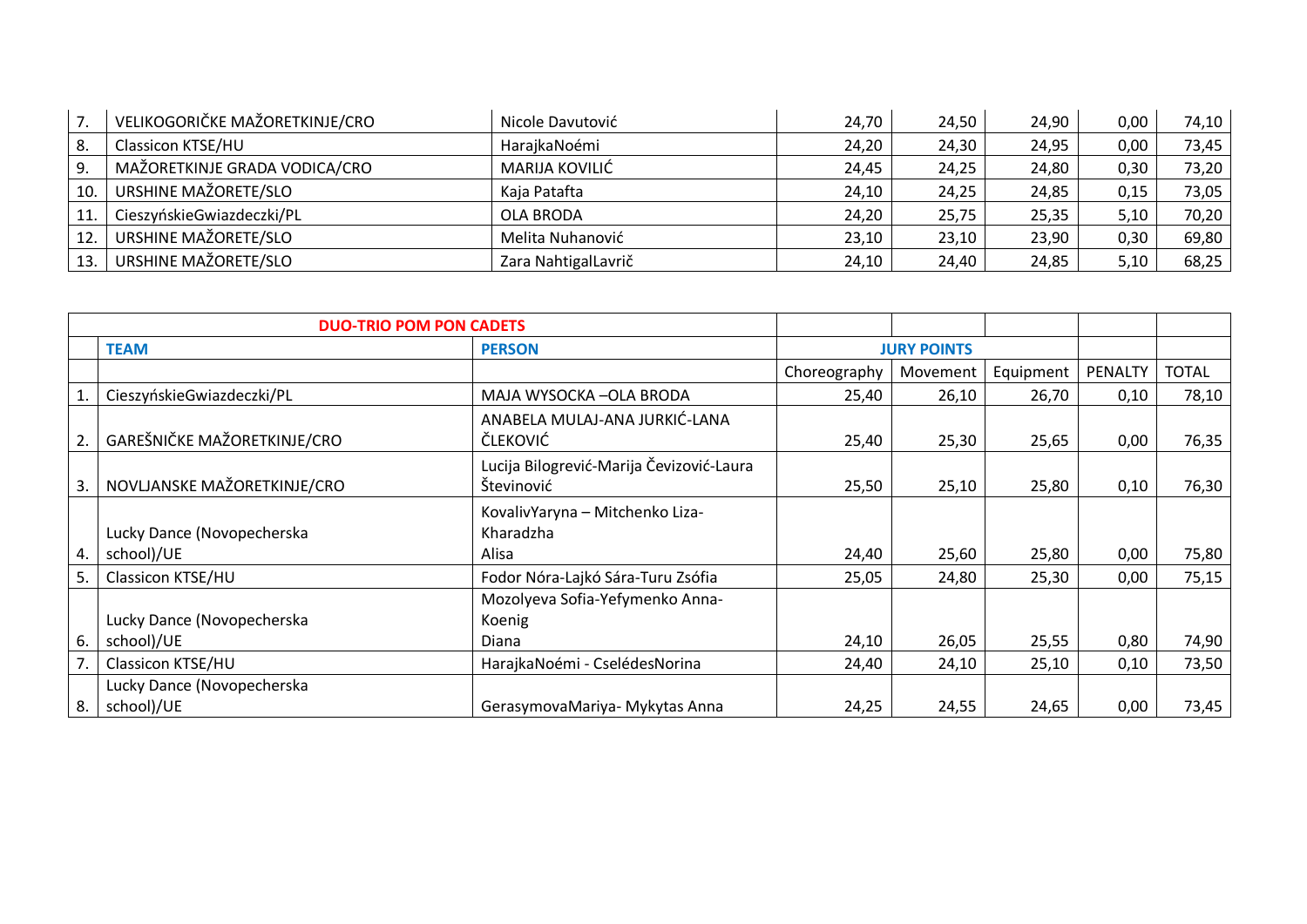| | | | | | | | |
|---|---|---|---|---|---|---|---|
| 7. | VELIKOGORIČKE MAŽORETKINJE/CRO | Nicole Davutović | 24,70 | 24,50 | 24,90 | 0,00 | 74,10 |
| 8. | Classicon KTSE/HU | HarajkaNoémi | 24,20 | 24,30 | 24,95 | 0,00 | 73,45 |
| 9. | MAŽORETKINJE GRADA VODICA/CRO | MARIJA KOVILIĆ | 24,45 | 24,25 | 24,80 | 0,30 | 73,20 |
| 10. | URSHINE MAŽORETE/SLO | Kaja Patafta | 24,10 | 24,25 | 24,85 | 0,15 | 73,05 |
| 11. | CieszyńskieGwiazdeczki/PL | OLA BRODA | 24,20 | 25,75 | 25,35 | 5,10 | 70,20 |
| 12. | URSHINE MAŽORETE/SLO | Melita Nuhanović | 23,10 | 23,10 | 23,90 | 0,30 | 69,80 |
| 13. | URSHINE MAŽORETE/SLO | Zara NahtigalLavrič | 24,10 | 24,40 | 24,85 | 5,10 | 68,25 |

| DUO-TRIO POM PON CADETS | | | | | | | |
|---|---|---|---|---|---|---|---|
| | **TEAM** | **PERSON** | **JURY POINTS** | | | | |
| | | | Choreography | Movement | Equipment | PENALTY | TOTAL |
| 1. | CieszyńskieGwiazdeczki/PL | MAJA WYSOCKA –OLA BRODA | 25,40 | 26,10 | 26,70 | 0,10 | 78,10 |
| 2. | GAREŠNIČKE MAŽORETKINJE/CRO | ANABELA MULAJ-ANA JURKIĆ-LANA ČLEKOVIĆ | 25,40 | 25,30 | 25,65 | 0,00 | 76,35 |
| 3. | NOVLJANSKE MAŽORETKINJE/CRO | Lucija Bilogrević-Marija Čevizović-Laura Števinović | 25,50 | 25,10 | 25,80 | 0,10 | 76,30 |
| 4. | Lucky Dance (Novopecherska school)/UE | KovalivYaryna – Mitchenko Liza-Kharadzha Alisa | 24,40 | 25,60 | 25,80 | 0,00 | 75,80 |
| 5. | Classicon KTSE/HU | Fodor Nóra-Lajkó Sára-Turu Zsófia | 25,05 | 24,80 | 25,30 | 0,00 | 75,15 |
| 6. | Lucky Dance (Novopecherska school)/UE | Mozolyeva Sofia-Yefymenko Anna-Koenig Diana | 24,10 | 26,05 | 25,55 | 0,80 | 74,90 |
| 7. | Classicon KTSE/HU | HarajkaNoémi - CselédesNorina | 24,40 | 24,10 | 25,10 | 0,10 | 73,50 |
| 8. | Lucky Dance (Novopecherska school)/UE | GerasymovaMariya- Mykytas Anna | 24,25 | 24,55 | 24,65 | 0,00 | 73,45 |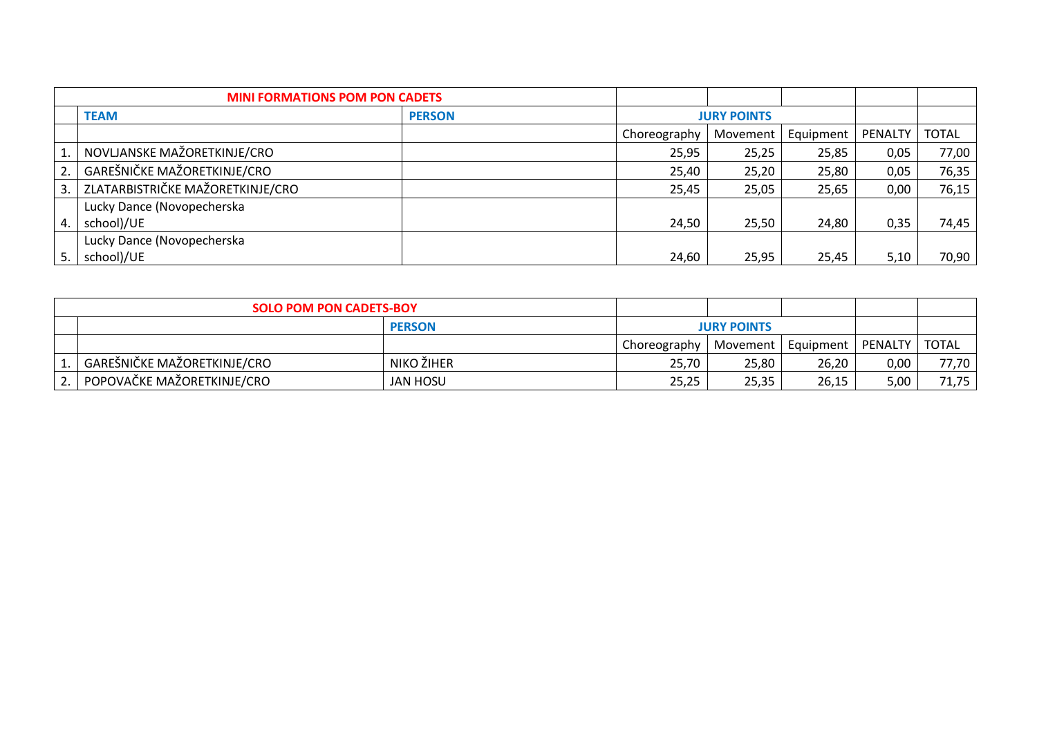| MINI FORMATIONS POM PON CADETS | | | | | | | |
|---|---|---|---|---|---|---|---|
| | TEAM | PERSON | JURY POINTS | | | | |
| | | | Choreography | Movement | Equipment | PENALTY | TOTAL |
| 1. | NOVLJANSKE MAŽORETKINJE/CRO | | 25,95 | 25,25 | 25,85 | 0,05 | 77,00 |
| 2. | GAREŠNIČKE MAŽORETKINJE/CRO | | 25,40 | 25,20 | 25,80 | 0,05 | 76,35 |
| 3. | ZLATARBISTRIČKE MAŽORETKINJE/CRO | | 25,45 | 25,05 | 25,65 | 0,00 | 76,15 |
| 4. | Lucky Dance (Novopecherska school)/UE | | 24,50 | 25,50 | 24,80 | 0,35 | 74,45 |
| 5. | Lucky Dance (Novopecherska school)/UE | | 24,60 | 25,95 | 25,45 | 5,10 | 70,90 |

| SOLO POM PON CADETS-BOY | | | | | | | |
|---|---|---|---|---|---|---|---|
| | | PERSON | JURY POINTS | | | | |
| | | | Choreography | Movement | Equipment | PENALTY | TOTAL |
| 1. | GAREŠNIČKE MAŽORETKINJE/CRO | NIKO ŽIHER | 25,70 | 25,80 | 26,20 | 0,00 | 77,70 |
| 2. | POPOVAČKE MAŽORETKINJE/CRO | JAN HOSU | 25,25 | 25,35 | 26,15 | 5,00 | 71,75 |